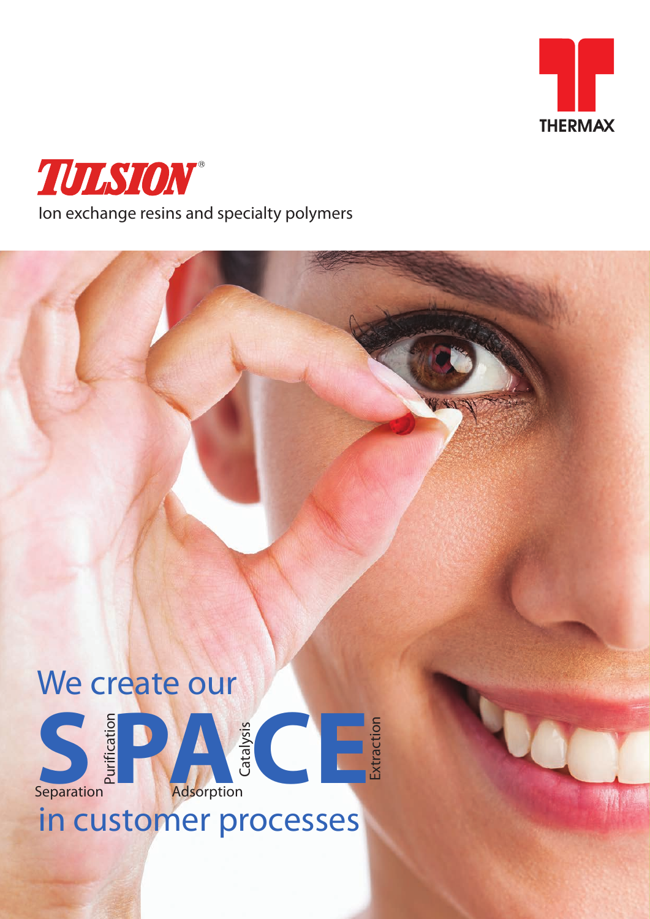THERMAX

# TULSION®

Ion exchange resins and specialty polymers

## We create our SPACE in customer processes

**S**eparation **P**urification **A**dsorption **C**atalysis **E**xtraction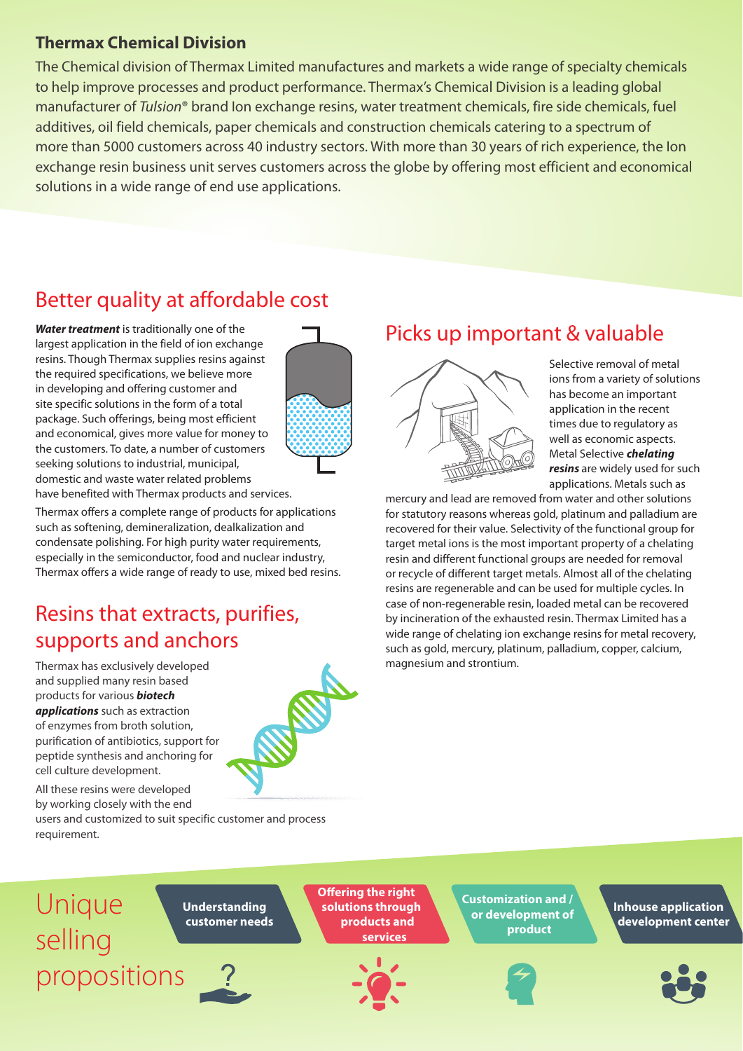## Thermax Chemical Division

The Chemical division of Thermax Limited manufactures and markets a wide range of specialty chemicals to help improve processes and product performance. Thermax's Chemical Division is a leading global manufacturer of *Tulsion®* brand Ion exchange resins, water treatment chemicals, fire side chemicals, fuel additives, oil field chemicals, paper chemicals and construction chemicals catering to a spectrum of more than 5000 customers across 40 industry sectors. With more than 30 years of rich experience, the Ion exchange resin business unit serves customers across the globe by offering most efficient and economical solutions in a wide range of end use applications.

## Better quality at affordable cost

***Water treatment*** is traditionally one of the largest application in the field of ion exchange resins. Though Thermax supplies resins against the required specifications, we believe more in developing and offering customer and site specific solutions in the form of a total package. Such offerings, being most efficient and economical, gives more value for money to the customers. To date, a number of customers seeking solutions to industrial, municipal, domestic and waste water related problems have benefited with Thermax products and services.

Thermax offers a complete range of products for applications such as softening, demineralization, dealkalization and condensate polishing. For high purity water requirements, especially in the semiconductor, food and nuclear industry, Thermax offers a wide range of ready to use, mixed bed resins.

## Resins that extracts, purifies, supports and anchors

Thermax has exclusively developed and supplied many resin based products for various ***biotech applications*** such as extraction of enzymes from broth solution, purification of antibiotics, support for peptide synthesis and anchoring for cell culture development.

All these resins were developed by working closely with the end users and customized to suit specific customer and process requirement.

## Picks up important & valuable

Selective removal of metal ions from a variety of solutions has become an important application in the recent times due to regulatory as well as economic aspects. Metal Selective ***chelating resins*** are widely used for such applications. Metals such as mercury and lead are removed from water and other solutions for statutory reasons whereas gold, platinum and palladium are recovered for their value. Selectivity of the functional group for target metal ions is the most important property of a chelating resin and different functional groups are needed for removal or recycle of different target metals. Almost all of the chelating resins are regenerable and can be used for multiple cycles. In case of non-regenerable resin, loaded metal can be recovered by incineration of the exhausted resin. Thermax Limited has a wide range of chelating ion exchange resins for metal recovery, such as gold, mercury, platinum, palladium, copper, calcium, magnesium and strontium.

## Unique selling propositions

- **Understanding customer needs**
- **Offering the right solutions through products and services**
- **Customization and / or development of product**
- **Inhouse application development center**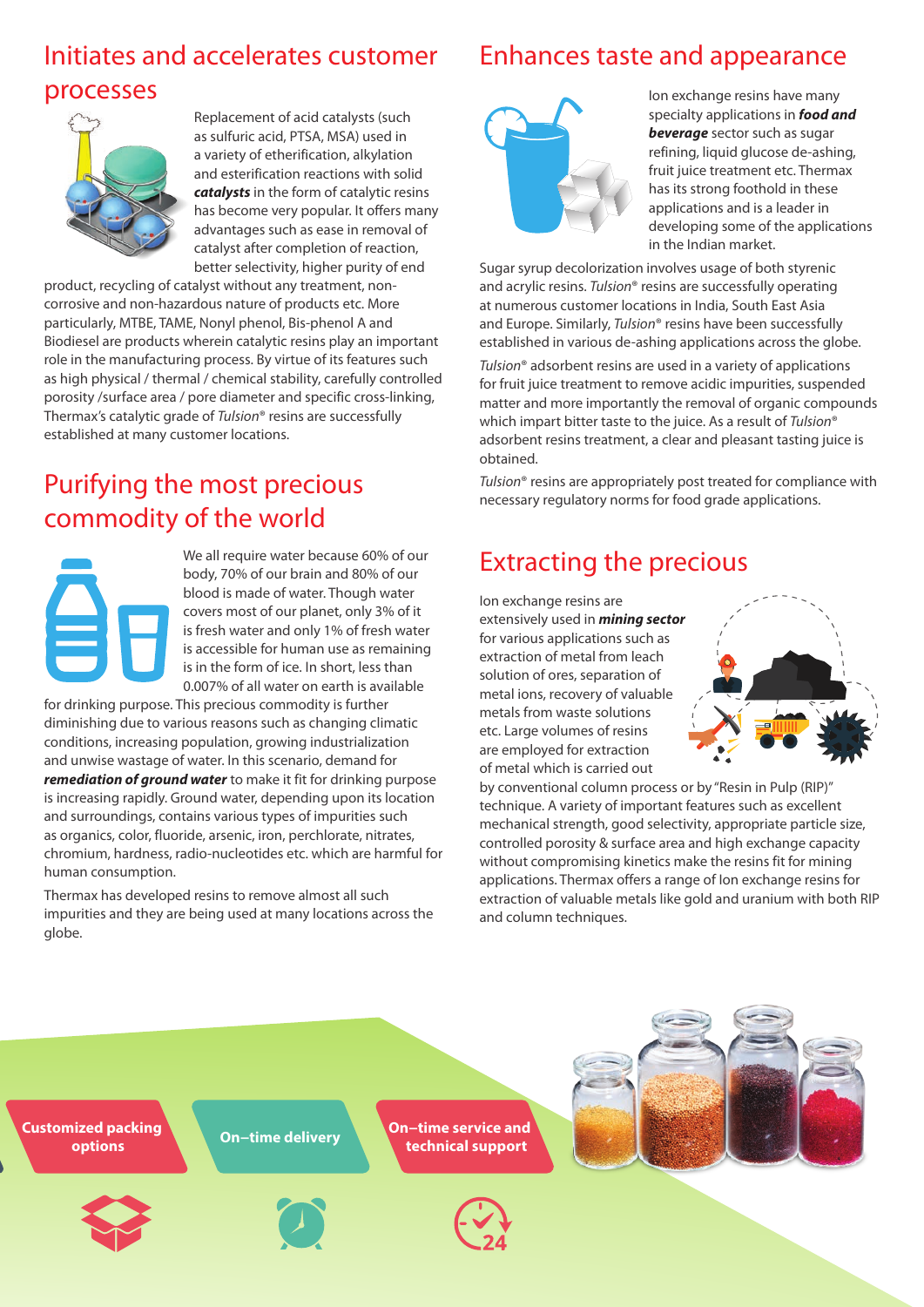## Initiates and accelerates customer processes

Replacement of acid catalysts (such as sulfuric acid, PTSA, MSA) used in a variety of etherification, alkylation and esterification reactions with solid ***catalysts*** in the form of catalytic resins has become very popular. It offers many advantages such as ease in removal of catalyst after completion of reaction, better selectivity, higher purity of end product, recycling of catalyst without any treatment, non-corrosive and non-hazardous nature of products etc. More particularly, MTBE, TAME, Nonyl phenol, Bis-phenol A and Biodiesel are products wherein catalytic resins play an important role in the manufacturing process. By virtue of its features such as high physical / thermal / chemical stability, carefully controlled porosity /surface area / pore diameter and specific cross-linking, Thermax's catalytic grade of *Tulsion*® resins are successfully established at many customer locations.

## Purifying the most precious commodity of the world

We all require water because 60% of our body, 70% of our brain and 80% of our blood is made of water. Though water covers most of our planet, only 3% of it is fresh water and only 1% of fresh water is accessible for human use as remaining is in the form of ice. In short, less than 0.007% of all water on earth is available for drinking purpose. This precious commodity is further diminishing due to various reasons such as changing climatic conditions, increasing population, growing industrialization and unwise wastage of water. In this scenario, demand for ***remediation of ground water*** to make it fit for drinking purpose is increasing rapidly. Ground water, depending upon its location and surroundings, contains various types of impurities such as organics, color, fluoride, arsenic, iron, perchlorate, nitrates, chromium, hardness, radio-nucleotides etc. which are harmful for human consumption.

Thermax has developed resins to remove almost all such impurities and they are being used at many locations across the globe.

## Enhances taste and appearance

Ion exchange resins have many specialty applications in ***food and beverage*** sector such as sugar refining, liquid glucose de-ashing, fruit juice treatment etc. Thermax has its strong foothold in these applications and is a leader in developing some of the applications in the Indian market.

Sugar syrup decolorization involves usage of both styrenic and acrylic resins. *Tulsion*® resins are successfully operating at numerous customer locations in India, South East Asia and Europe. Similarly, *Tulsion*® resins have been successfully established in various de-ashing applications across the globe.

*Tulsion*® adsorbent resins are used in a variety of applications for fruit juice treatment to remove acidic impurities, suspended matter and more importantly the removal of organic compounds which impart bitter taste to the juice. As a result of *Tulsion*® adsorbent resins treatment, a clear and pleasant tasting juice is obtained.

*Tulsion*® resins are appropriately post treated for compliance with necessary regulatory norms for food grade applications.

## Extracting the precious

Ion exchange resins are extensively used in ***mining sector*** for various applications such as extraction of metal from leach solution of ores, separation of metal ions, recovery of valuable metals from waste solutions etc. Large volumes of resins are employed for extraction of metal which is carried out by conventional column process or by "Resin in Pulp (RIP)" technique. A variety of important features such as excellent mechanical strength, good selectivity, appropriate particle size, controlled porosity & surface area and high exchange capacity without compromising kinetics make the resins fit for mining applications. Thermax offers a range of Ion exchange resins for extraction of valuable metals like gold and uranium with both RIP and column techniques.

**Customized packing options**

**On–time delivery**

**On–time service and technical support**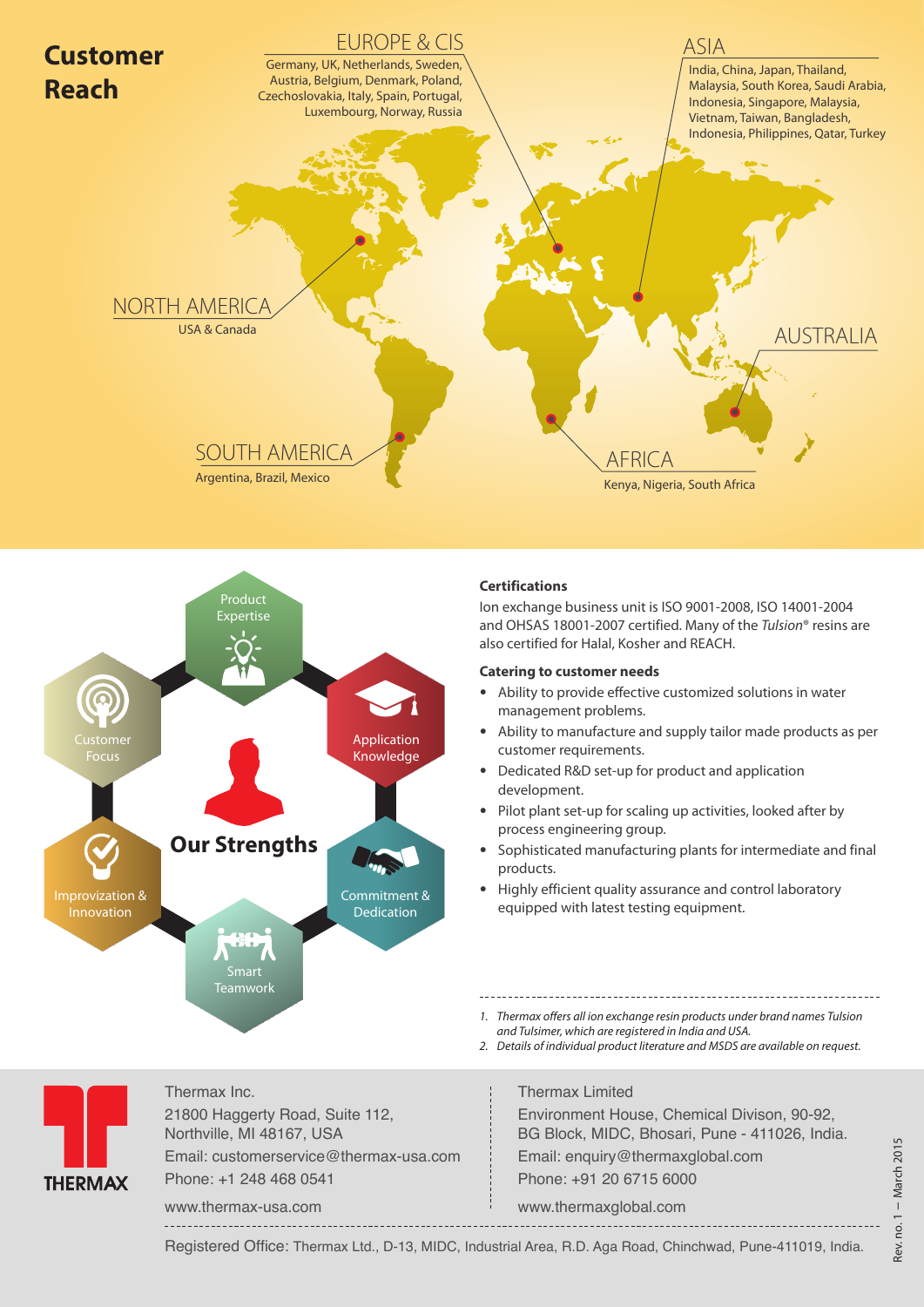# Customer Reach

**EUROPE & CIS**
Germany, UK, Netherlands, Sweden, Austria, Belgium, Denmark, Poland, Czechoslovakia, Italy, Spain, Portugal, Luxembourg, Norway, Russia

**ASIA**
India, China, Japan, Thailand, Malaysia, South Korea, Saudi Arabia, Indonesia, Singapore, Malaysia, Vietnam, Taiwan, Bangladesh, Indonesia, Philippines, Qatar, Turkey

**NORTH AMERICA**
USA & Canada

**AUSTRALIA**

**SOUTH AMERICA**
Argentina, Brazil, Mexico

**AFRICA**
Kenya, Nigeria, South Africa

## Our Strengths

Product Expertise
Application Knowledge
Commitment & Dedication
Smart Teamwork
Improvization & Innovation
Customer Focus

### Certifications

Ion exchange business unit is ISO 9001-2008, ISO 14001-2004 and OHSAS 18001-2007 certified. Many of the *Tulsion*® resins are also certified for Halal, Kosher and REACH.

### Catering to customer needs

- Ability to provide effective customized solutions in water management problems.
- Ability to manufacture and supply tailor made products as per customer requirements.
- Dedicated R&D set-up for product and application development.
- Pilot plant set-up for scaling up activities, looked after by process engineering group.
- Sophisticated manufacturing plants for intermediate and final products.
- Highly efficient quality assurance and control laboratory equipped with latest testing equipment.

1. *Thermax offers all ion exchange resin products under brand names Tulsion and Tulsimer, which are registered in India and USA.*
2. *Details of individual product literature and MSDS are available on request.*

THERMAX

Thermax Inc.
21800 Haggerty Road, Suite 112,
Northville, MI 48167, USA
Email: customerservice@thermax-usa.com
Phone: +1 248 468 0541
www.thermax-usa.com

Thermax Limited
Environment House, Chemical Divison, 90-92,
BG Block, MIDC, Bhosari, Pune - 411026, India.
Email: enquiry@thermaxglobal.com
Phone: +91 20 6715 6000
www.thermaxglobal.com

Registered Office: Thermax Ltd., D-13, MIDC, Industrial Area, R.D. Aga Road, Chinchwad, Pune-411019, India.

Rev. no. 1 – March 2015